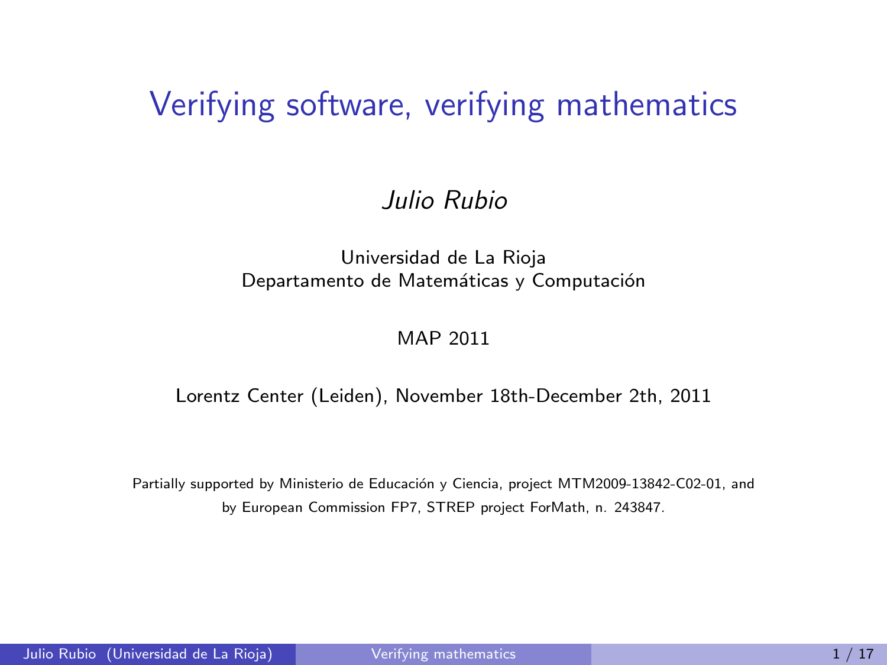# Verifying software, verifying mathematics

*Julio Rubio*

Universidad de La Rioja
Departamento de Matemáticas y Computación

MAP 2011

Lorentz Center (Leiden), November 18th-December 2th, 2011

Partially supported by Ministerio de Educación y Ciencia, project MTM2009-13842-C02-01, and by European Commission FP7, STREP project ForMath, n. 243847.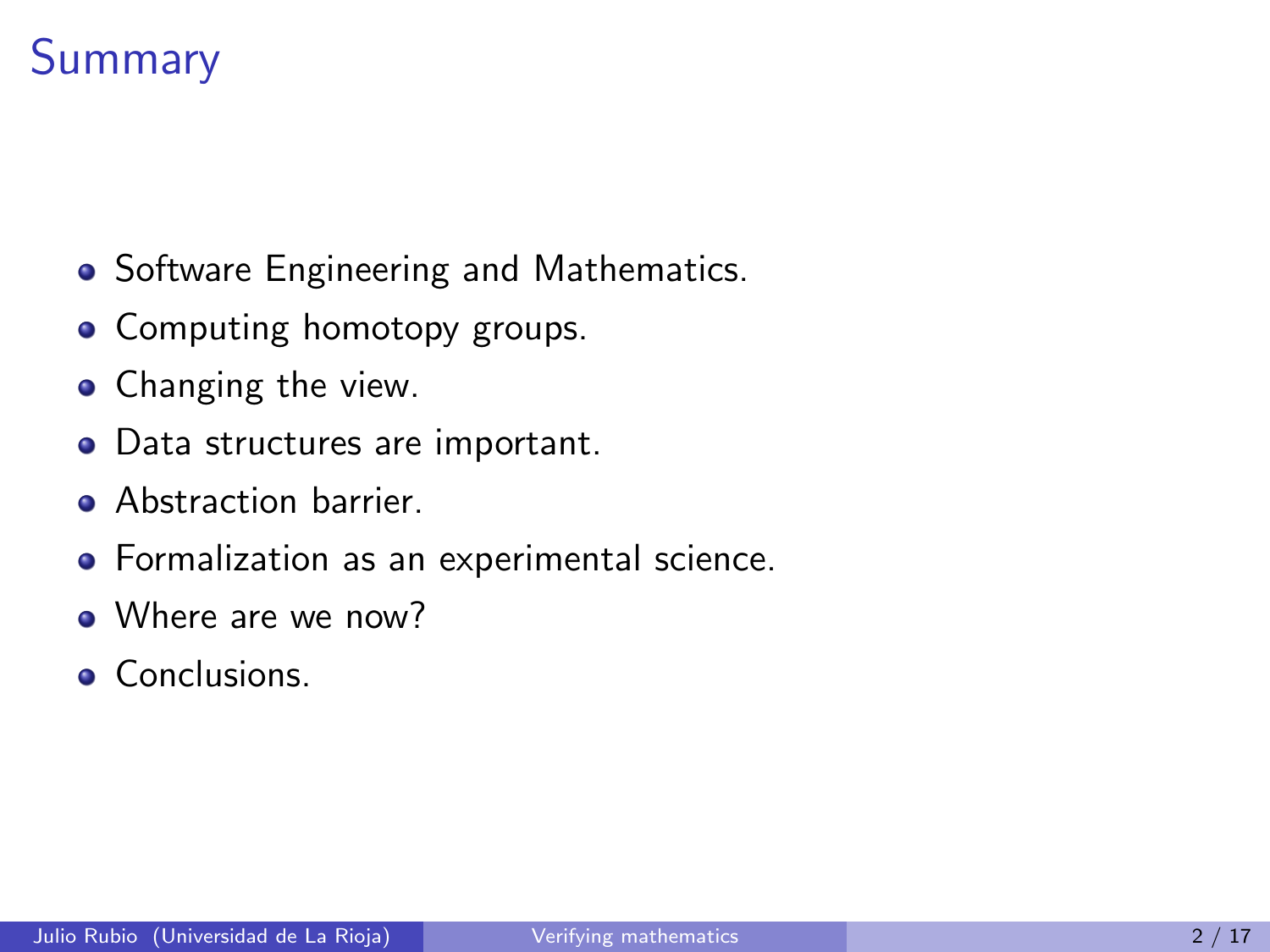# Summary

- Software Engineering and Mathematics.
- Computing homotopy groups.
- Changing the view.
- Data structures are important.
- Abstraction barrier.
- Formalization as an experimental science.
- Where are we now?
- Conclusions.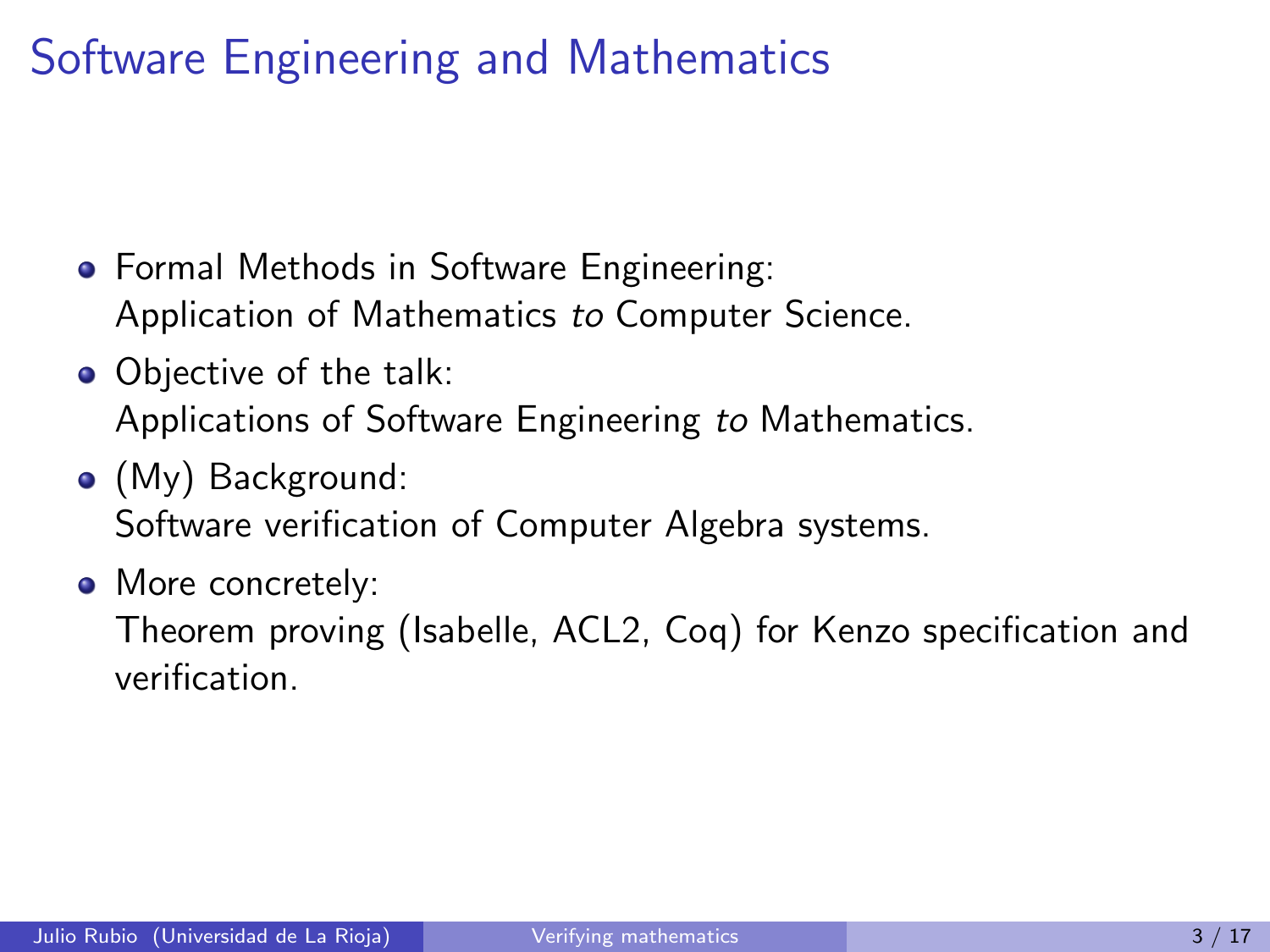# Software Engineering and Mathematics

- Formal Methods in Software Engineering:
  Application of Mathematics *to* Computer Science.
- Objective of the talk:
  Applications of Software Engineering *to* Mathematics.
- (My) Background:
  Software verification of Computer Algebra systems.
- More concretely:
  Theorem proving (Isabelle, ACL2, Coq) for Kenzo specification and verification.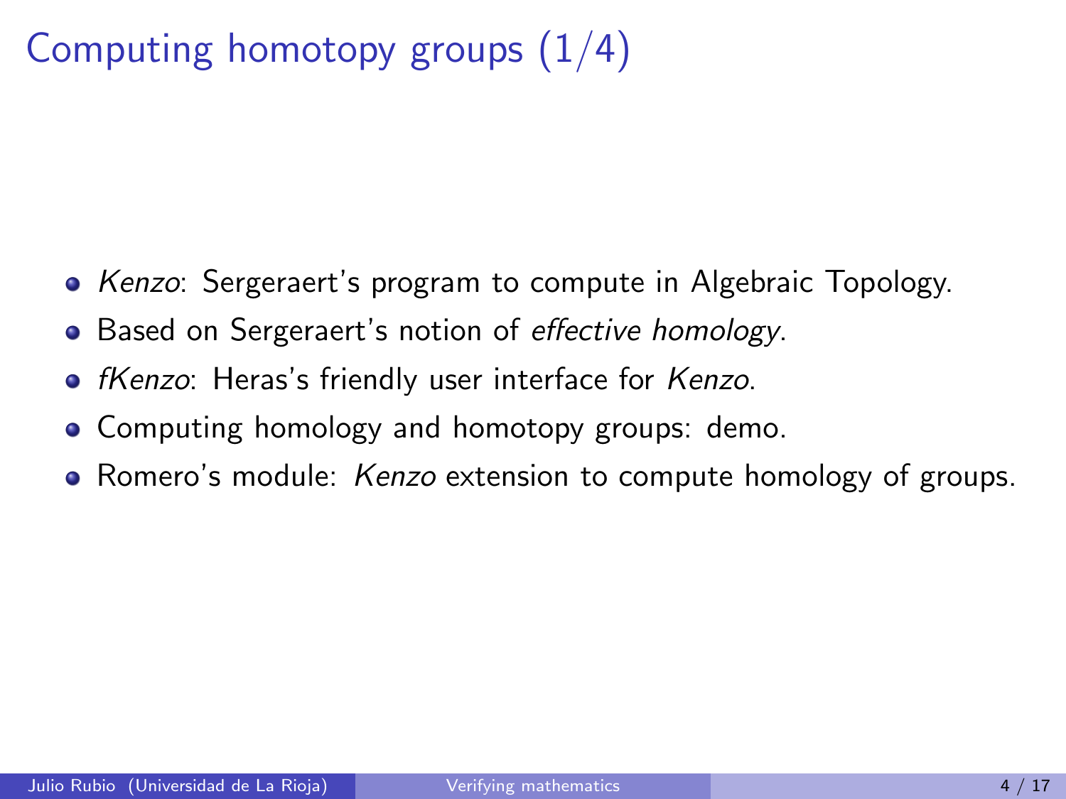# Computing homotopy groups (1/4)

- *Kenzo*: Sergeraert's program to compute in Algebraic Topology.
- Based on Sergeraert's notion of *effective homology*.
- *fKenzo*: Heras's friendly user interface for *Kenzo*.
- Computing homology and homotopy groups: demo.
- Romero's module: *Kenzo* extension to compute homology of groups.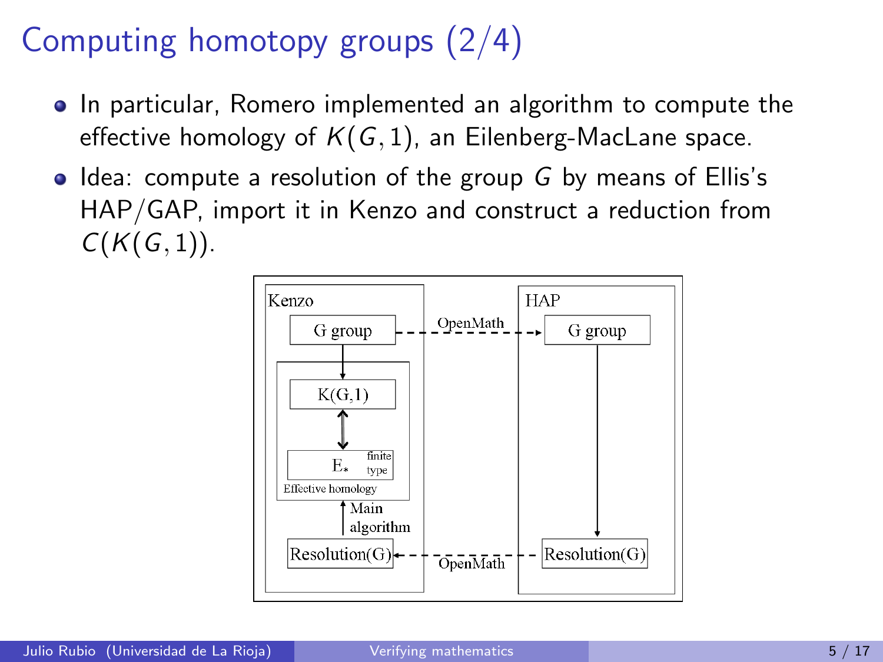# Computing homotopy groups (2/4)

- In particular, Romero implemented an algorithm to compute the effective homology of $K(G,1)$, an Eilenberg-MacLane space.
- Idea: compute a resolution of the group $G$ by means of Ellis's HAP/GAP, import it in Kenzo and construct a reduction from $C(K(G,1))$.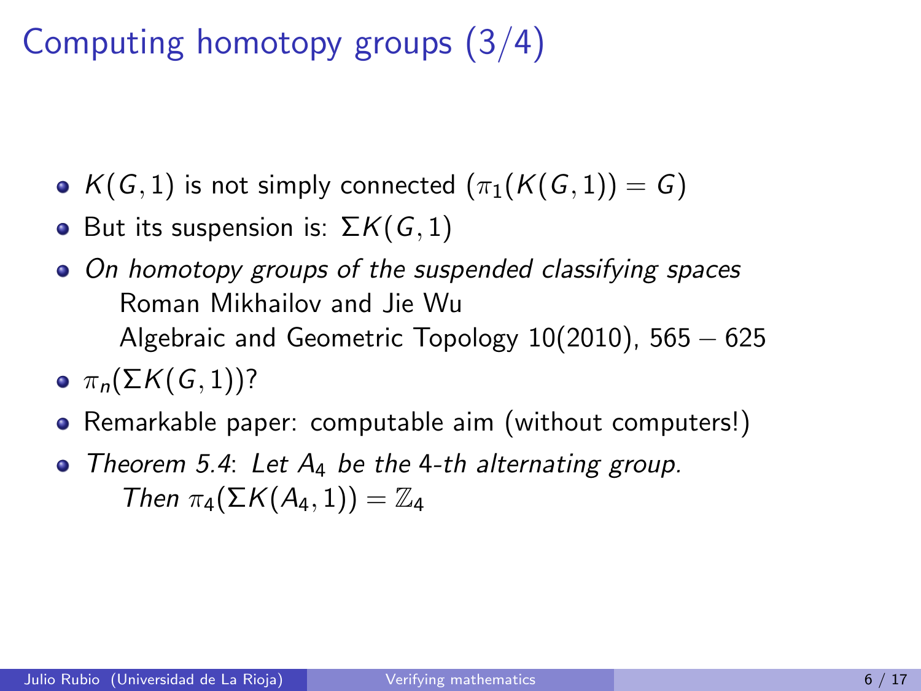# Computing homotopy groups (3/4)

- $K(G, 1)$ is not simply connected ($\pi_1(K(G, 1)) = G$)
- But its suspension is: $\Sigma K(G, 1)$
- *On homotopy groups of the suspended classifying spaces*
  Roman Mikhailov and Jie Wu
  Algebraic and Geometric Topology 10(2010), 565 – 625
- $\pi_n(\Sigma K(G, 1))$?
- Remarkable paper: computable aim (without computers!)
- *Theorem 5.4*: *Let $A_4$ be the 4-th alternating group.*
  *Then $\pi_4(\Sigma K(A_4, 1)) = \mathbb{Z}_4$*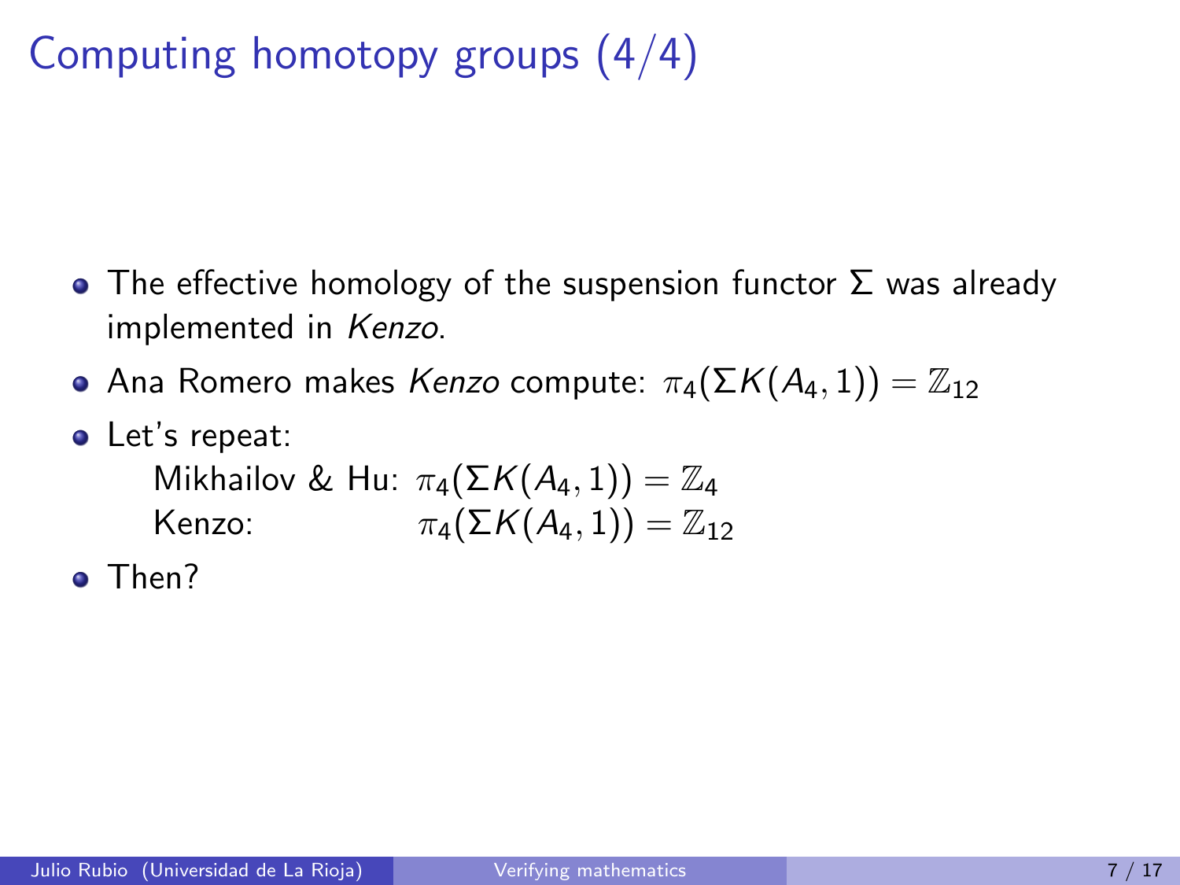# Computing homotopy groups (4/4)

- The effective homology of the suspension functor $\Sigma$ was already implemented in *Kenzo*.
- Ana Romero makes *Kenzo* compute: $\pi_4(\Sigma K(A_4, 1)) = \mathbb{Z}_{12}$
- Let's repeat:

  Mikhailov & Hu: $\pi_4(\Sigma K(A_4, 1)) = \mathbb{Z}_4$

  Kenzo: $\pi_4(\Sigma K(A_4, 1)) = \mathbb{Z}_{12}$
- Then?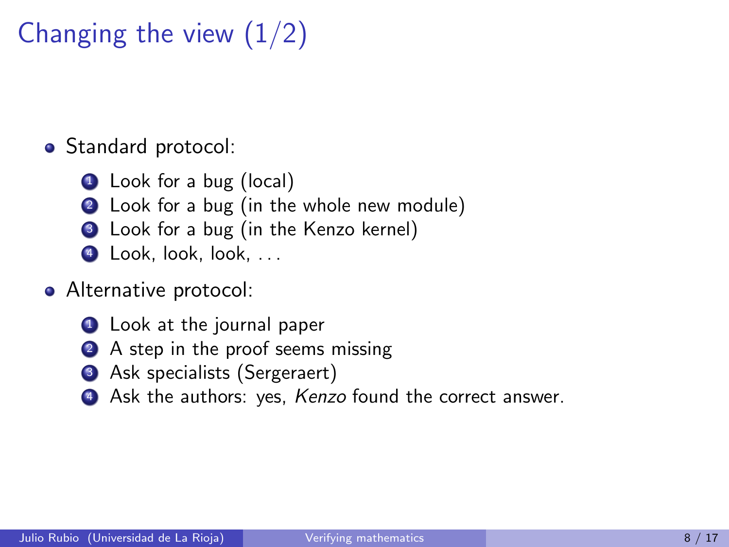# Changing the view (1/2)

- Standard protocol:
  1. Look for a bug (local)
  2. Look for a bug (in the whole new module)
  3. Look for a bug (in the Kenzo kernel)
  4. Look, look, look, ...
- Alternative protocol:
  1. Look at the journal paper
  2. A step in the proof seems missing
  3. Ask specialists (Sergeraert)
  4. Ask the authors: yes, *Kenzo* found the correct answer.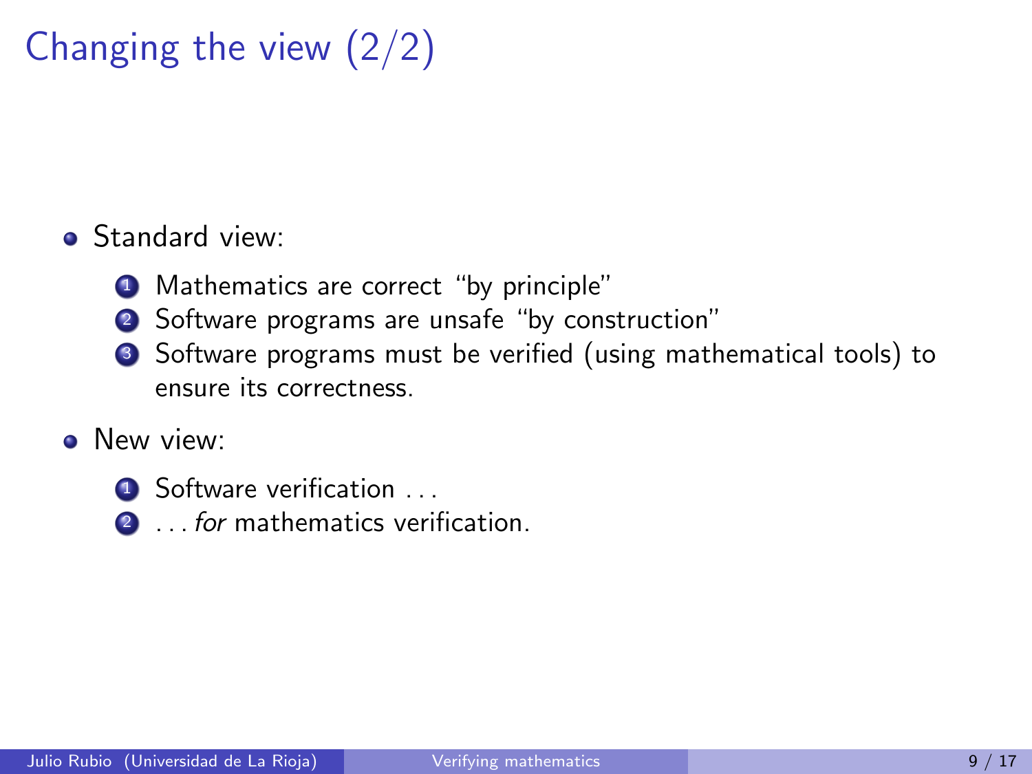# Changing the view (2/2)

- Standard view:
  1. Mathematics are correct "by principle"
  2. Software programs are unsafe "by construction"
  3. Software programs must be verified (using mathematical tools) to ensure its correctness.
- New view:
  1. Software verification ...
  2. ... *for* mathematics verification.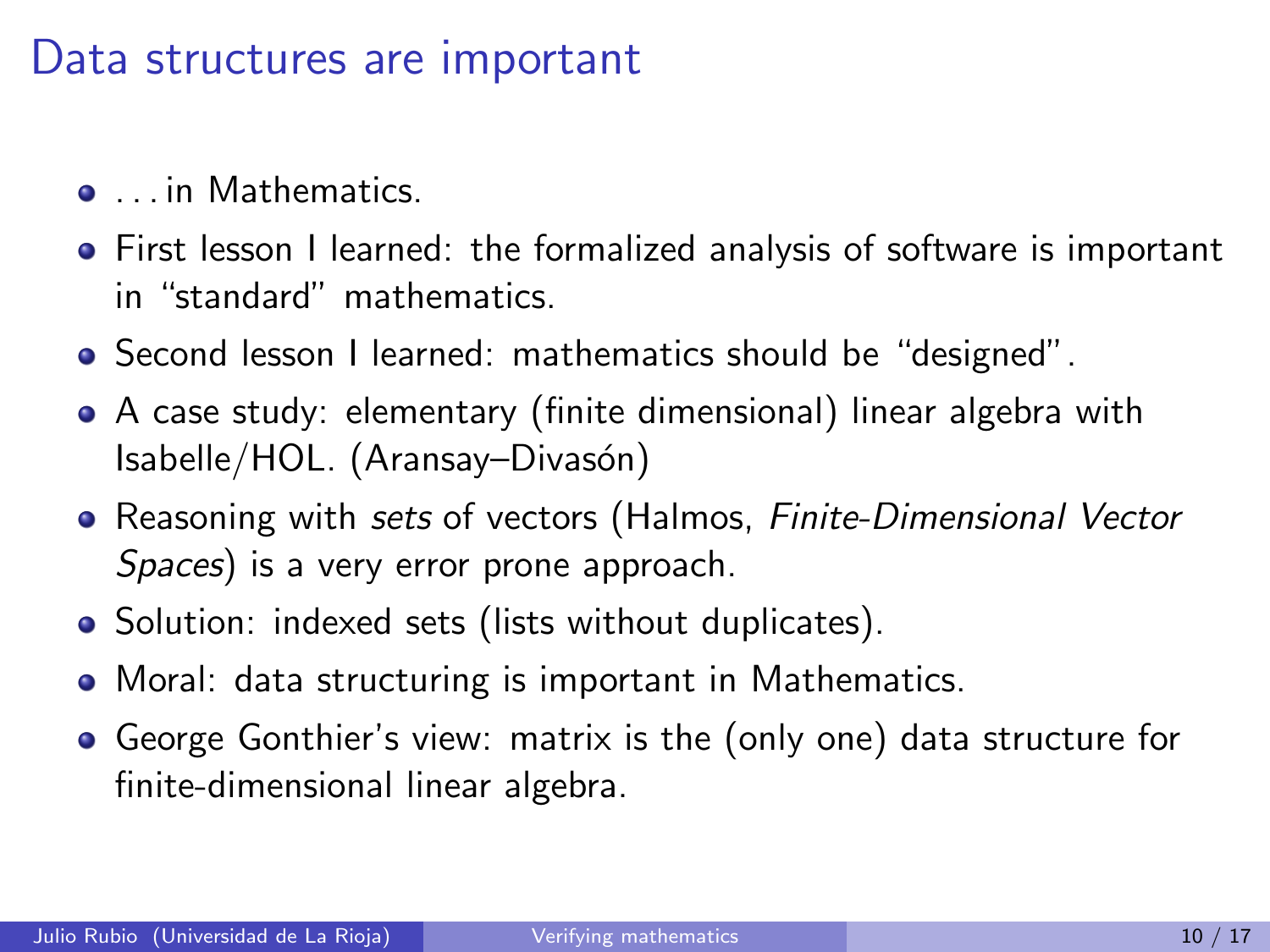# Data structures are important

- . . . in Mathematics.
- First lesson I learned: the formalized analysis of software is important in "standard" mathematics.
- Second lesson I learned: mathematics should be "designed".
- A case study: elementary (finite dimensional) linear algebra with Isabelle/HOL. (Aransay–Divasón)
- Reasoning with *sets* of vectors (Halmos, *Finite-Dimensional Vector Spaces*) is a very error prone approach.
- Solution: indexed sets (lists without duplicates).
- Moral: data structuring is important in Mathematics.
- George Gonthier's view: matrix is the (only one) data structure for finite-dimensional linear algebra.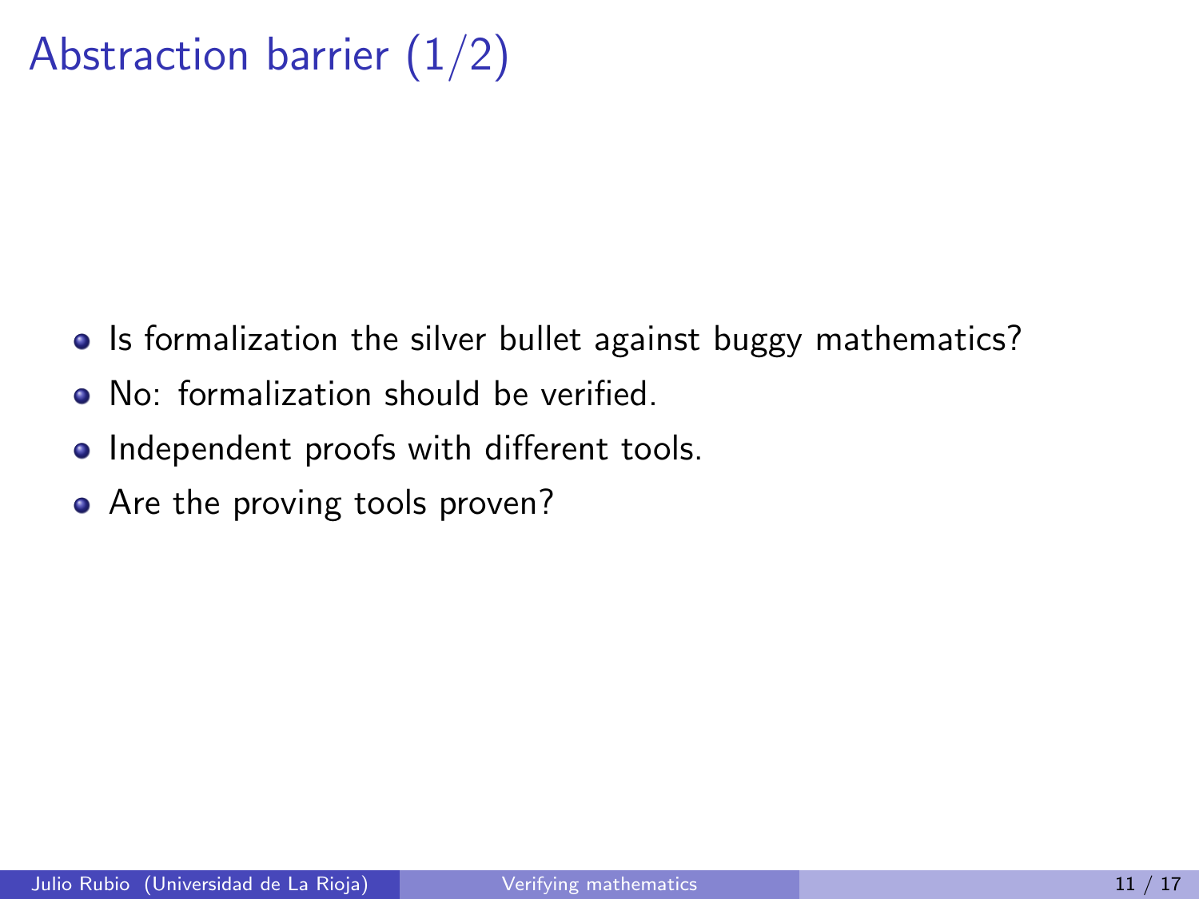# Abstraction barrier (1/2)

- Is formalization the silver bullet against buggy mathematics?
- No: formalization should be verified.
- Independent proofs with different tools.
- Are the proving tools proven?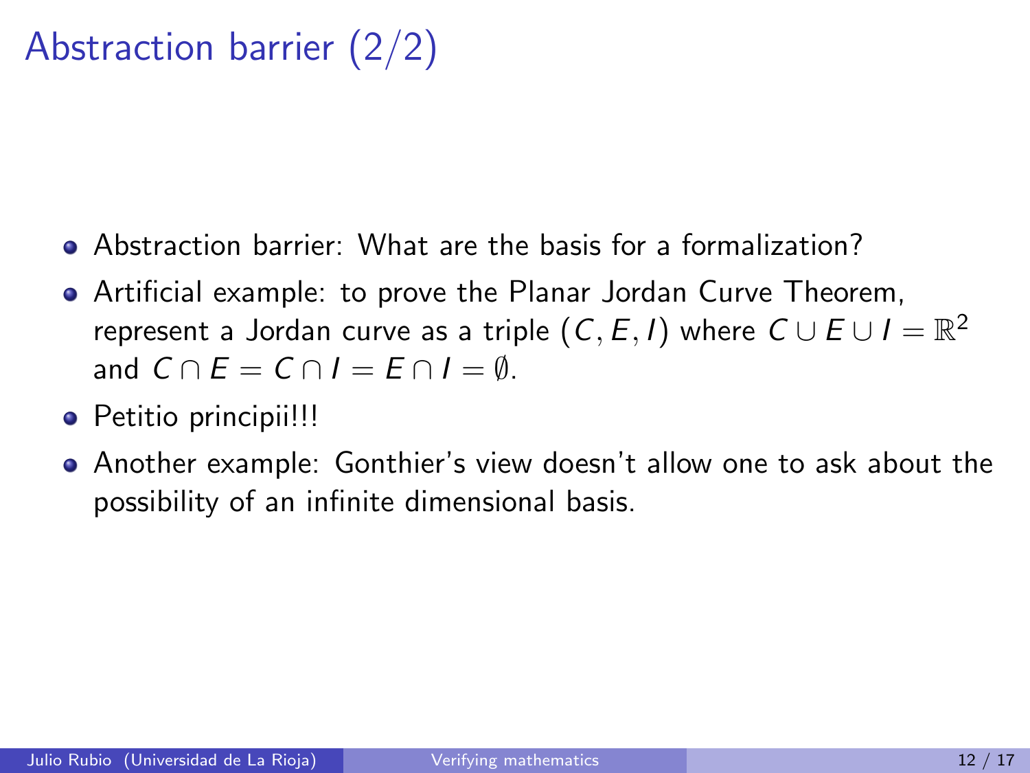# Abstraction barrier (2/2)

- Abstraction barrier: What are the basis for a formalization?
- Artificial example: to prove the Planar Jordan Curve Theorem, represent a Jordan curve as a triple $(C, E, I)$ where $C \cup E \cup I = \mathbb{R}^2$ and $C \cap E = C \cap I = E \cap I = \emptyset$.
- Petitio principii!!!
- Another example: Gonthier's view doesn't allow one to ask about the possibility of an infinite dimensional basis.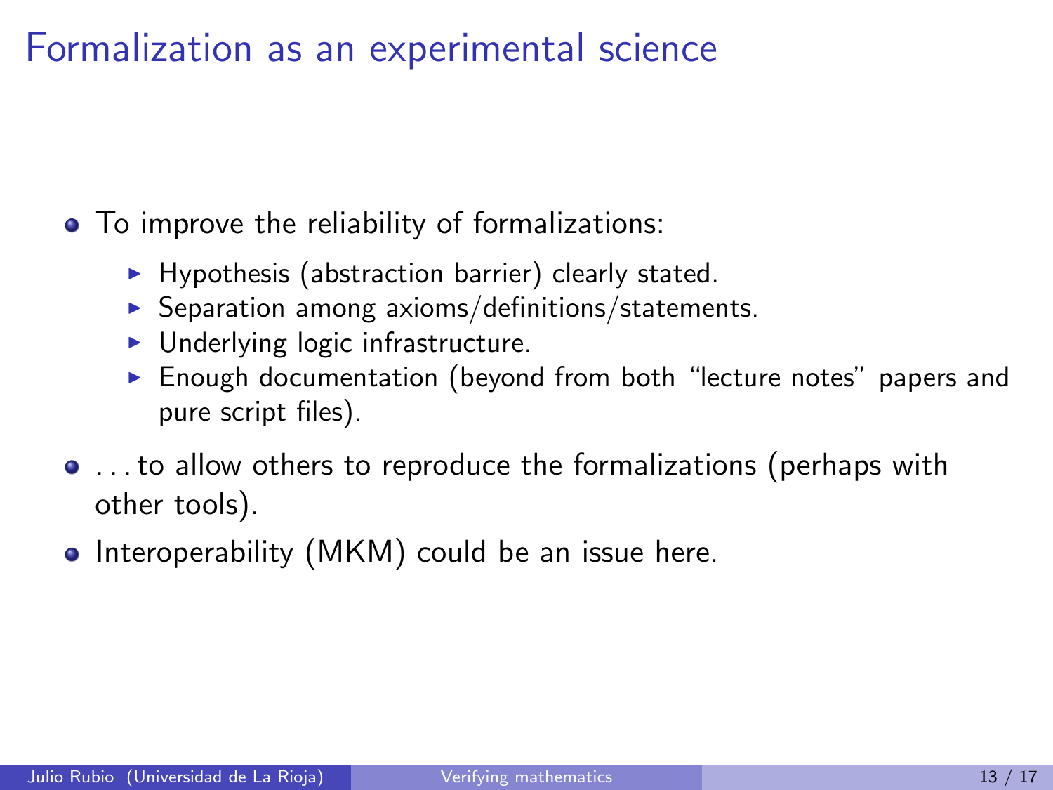# Formalization as an experimental science

- To improve the reliability of formalizations:
  - Hypothesis (abstraction barrier) clearly stated.
  - Separation among axioms/definitions/statements.
  - Underlying logic infrastructure.
  - Enough documentation (beyond from both "lecture notes" papers and pure script files).
- . . . to allow others to reproduce the formalizations (perhaps with other tools).
- Interoperability (MKM) could be an issue here.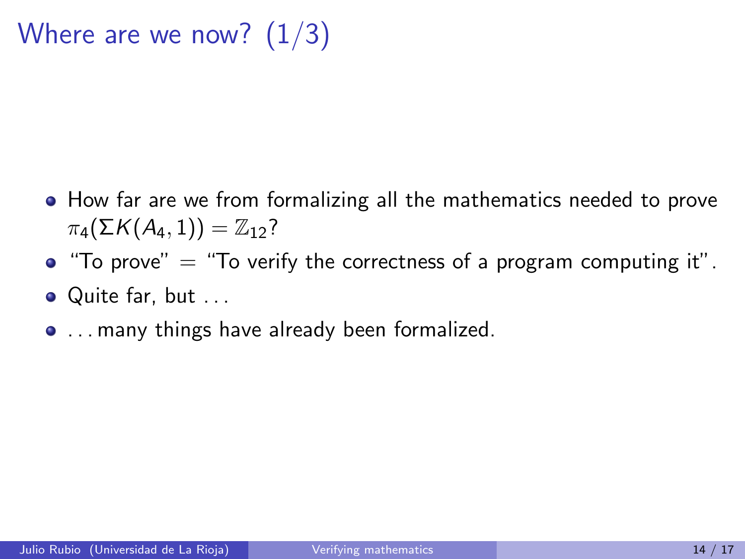# Where are we now? (1/3)

- How far are we from formalizing all the mathematics needed to prove $\pi_4(\Sigma K(A_4, 1)) = \mathbb{Z}_{12}$?
- "To prove" = "To verify the correctness of a program computing it".
- Quite far, but ...
- ... many things have already been formalized.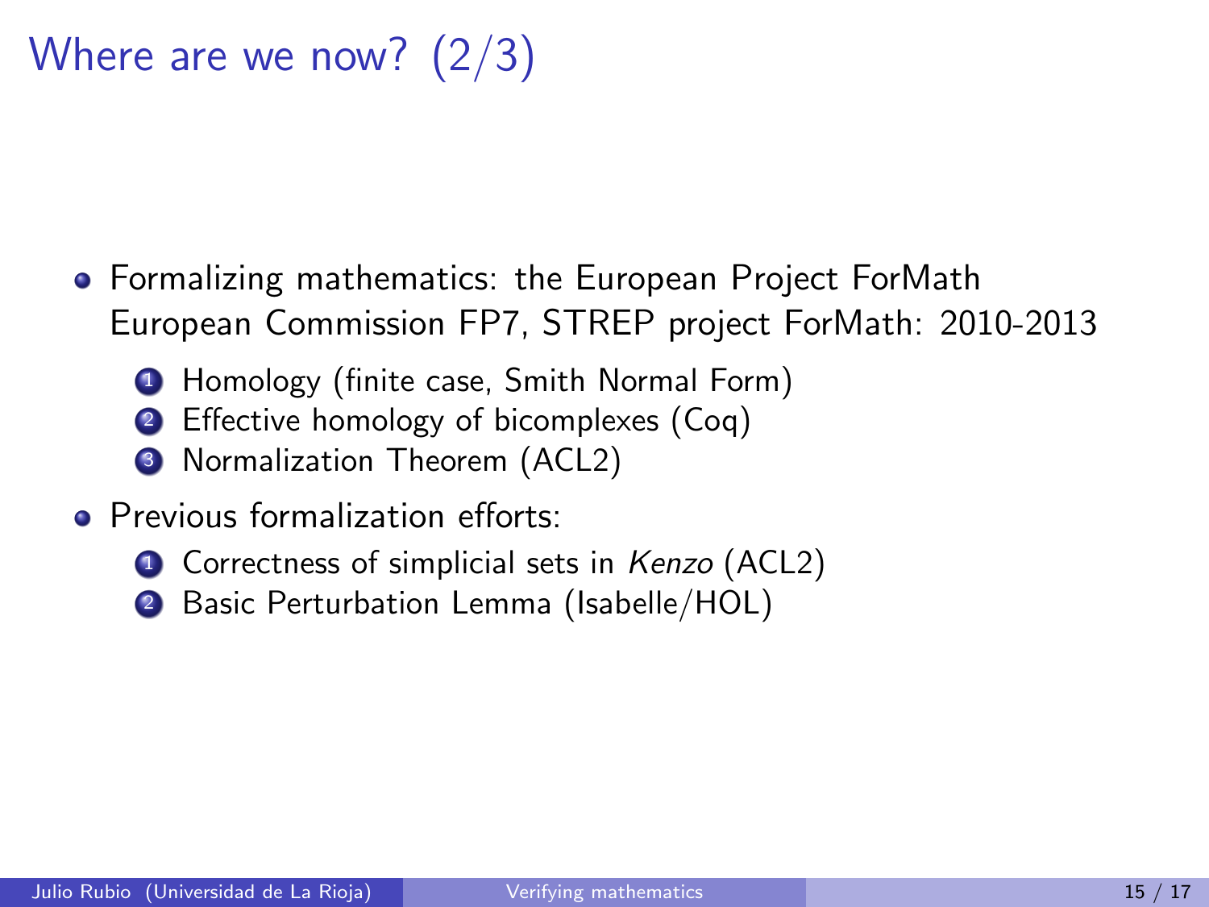# Where are we now? (2/3)

- Formalizing mathematics: the European Project ForMath
  European Commission FP7, STREP project ForMath: 2010-2013
  1. Homology (finite case, Smith Normal Form)
  2. Effective homology of bicomplexes (Coq)
  3. Normalization Theorem (ACL2)
- Previous formalization efforts:
  1. Correctness of simplicial sets in *Kenzo* (ACL2)
  2. Basic Perturbation Lemma (Isabelle/HOL)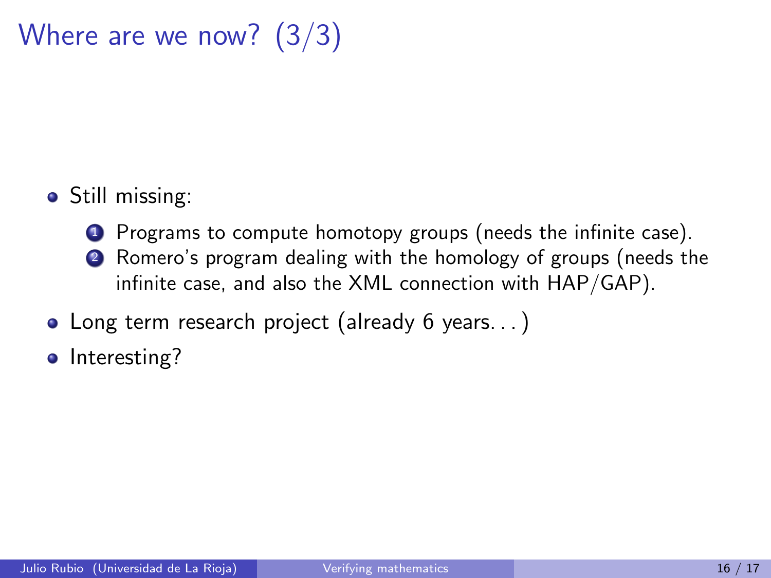# Where are we now? (3/3)

- Still missing:
  1. Programs to compute homotopy groups (needs the infinite case).
  2. Romero's program dealing with the homology of groups (needs the infinite case, and also the XML connection with HAP/GAP).
- Long term research project (already 6 years. . . )
- Interesting?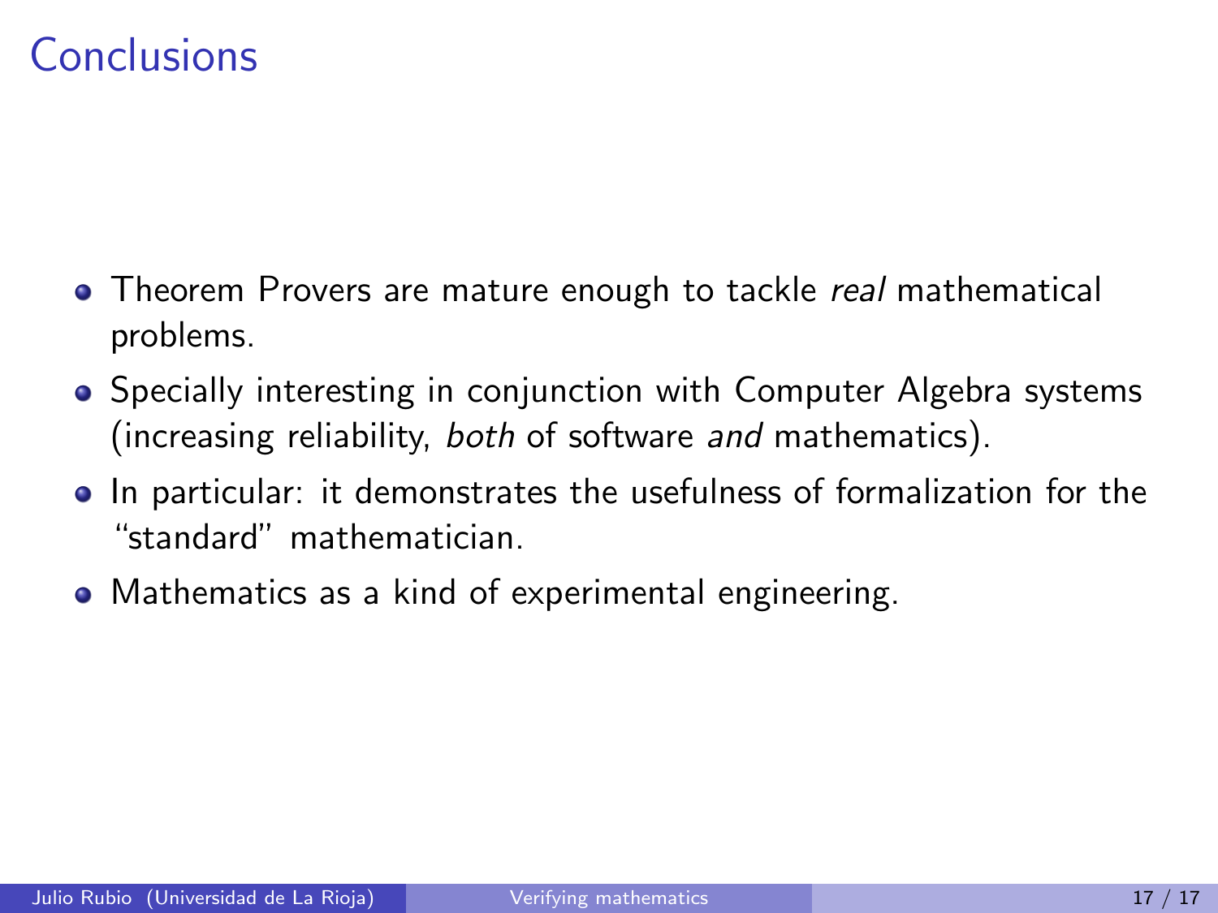# Conclusions

- Theorem Provers are mature enough to tackle *real* mathematical problems.
- Specially interesting in conjunction with Computer Algebra systems (increasing reliability, *both* of software *and* mathematics).
- In particular: it demonstrates the usefulness of formalization for the "standard" mathematician.
- Mathematics as a kind of experimental engineering.